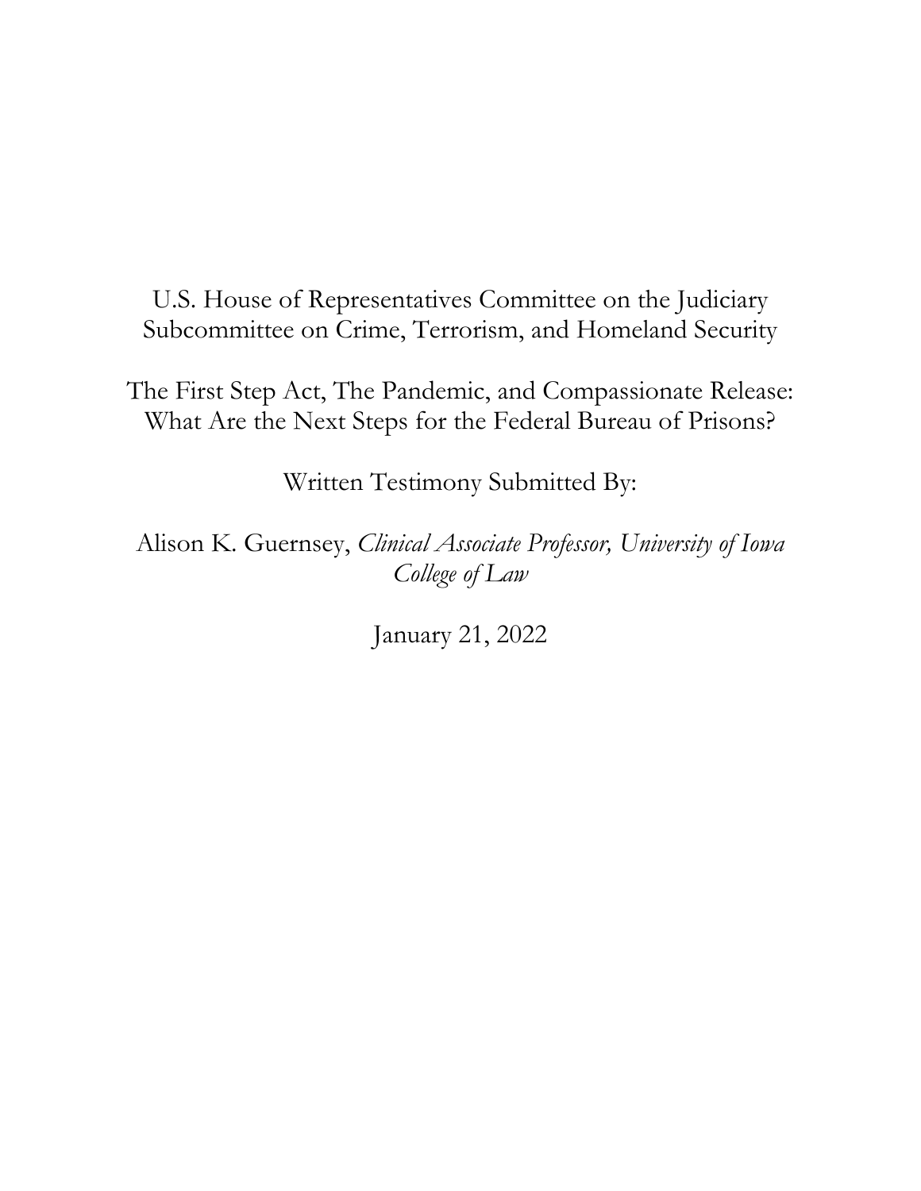U.S. House of Representatives Committee on the Judiciary
Subcommittee on Crime, Terrorism, and Homeland Security

The First Step Act, The Pandemic, and Compassionate Release: What Are the Next Steps for the Federal Bureau of Prisons?

Written Testimony Submitted By:

Alison K. Guernsey, *Clinical Associate Professor, University of Iowa College of Law*

January 21, 2022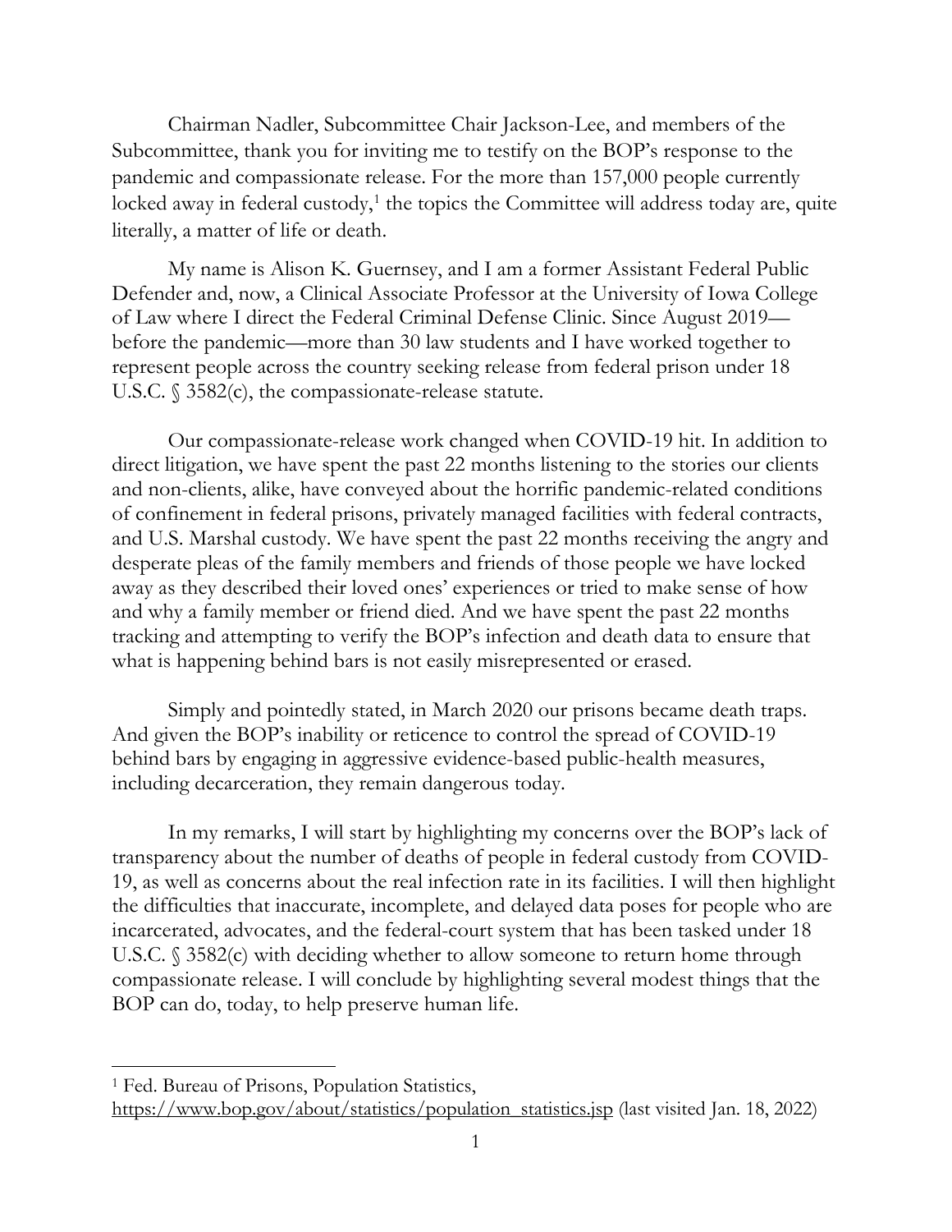Chairman Nadler, Subcommittee Chair Jackson-Lee, and members of the Subcommittee, thank you for inviting me to testify on the BOP's response to the pandemic and compassionate release. For the more than 157,000 people currently locked away in federal custody,[1] the topics the Committee will address today are, quite literally, a matter of life or death.

My name is Alison K. Guernsey, and I am a former Assistant Federal Public Defender and, now, a Clinical Associate Professor at the University of Iowa College of Law where I direct the Federal Criminal Defense Clinic. Since August 2019—before the pandemic—more than 30 law students and I have worked together to represent people across the country seeking release from federal prison under 18 U.S.C. § 3582(c), the compassionate-release statute.

Our compassionate-release work changed when COVID-19 hit. In addition to direct litigation, we have spent the past 22 months listening to the stories our clients and non-clients, alike, have conveyed about the horrific pandemic-related conditions of confinement in federal prisons, privately managed facilities with federal contracts, and U.S. Marshal custody. We have spent the past 22 months receiving the angry and desperate pleas of the family members and friends of those people we have locked away as they described their loved ones' experiences or tried to make sense of how and why a family member or friend died. And we have spent the past 22 months tracking and attempting to verify the BOP's infection and death data to ensure that what is happening behind bars is not easily misrepresented or erased.

Simply and pointedly stated, in March 2020 our prisons became death traps. And given the BOP's inability or reticence to control the spread of COVID-19 behind bars by engaging in aggressive evidence-based public-health measures, including decarceration, they remain dangerous today.

In my remarks, I will start by highlighting my concerns over the BOP's lack of transparency about the number of deaths of people in federal custody from COVID-19, as well as concerns about the real infection rate in its facilities. I will then highlight the difficulties that inaccurate, incomplete, and delayed data poses for people who are incarcerated, advocates, and the federal-court system that has been tasked under 18 U.S.C. § 3582(c) with deciding whether to allow someone to return home through compassionate release. I will conclude by highlighting several modest things that the BOP can do, today, to help preserve human life.

---

[1] Fed. Bureau of Prisons, Population Statistics, https://www.bop.gov/about/statistics/population_statistics.jsp (last visited Jan. 18, 2022)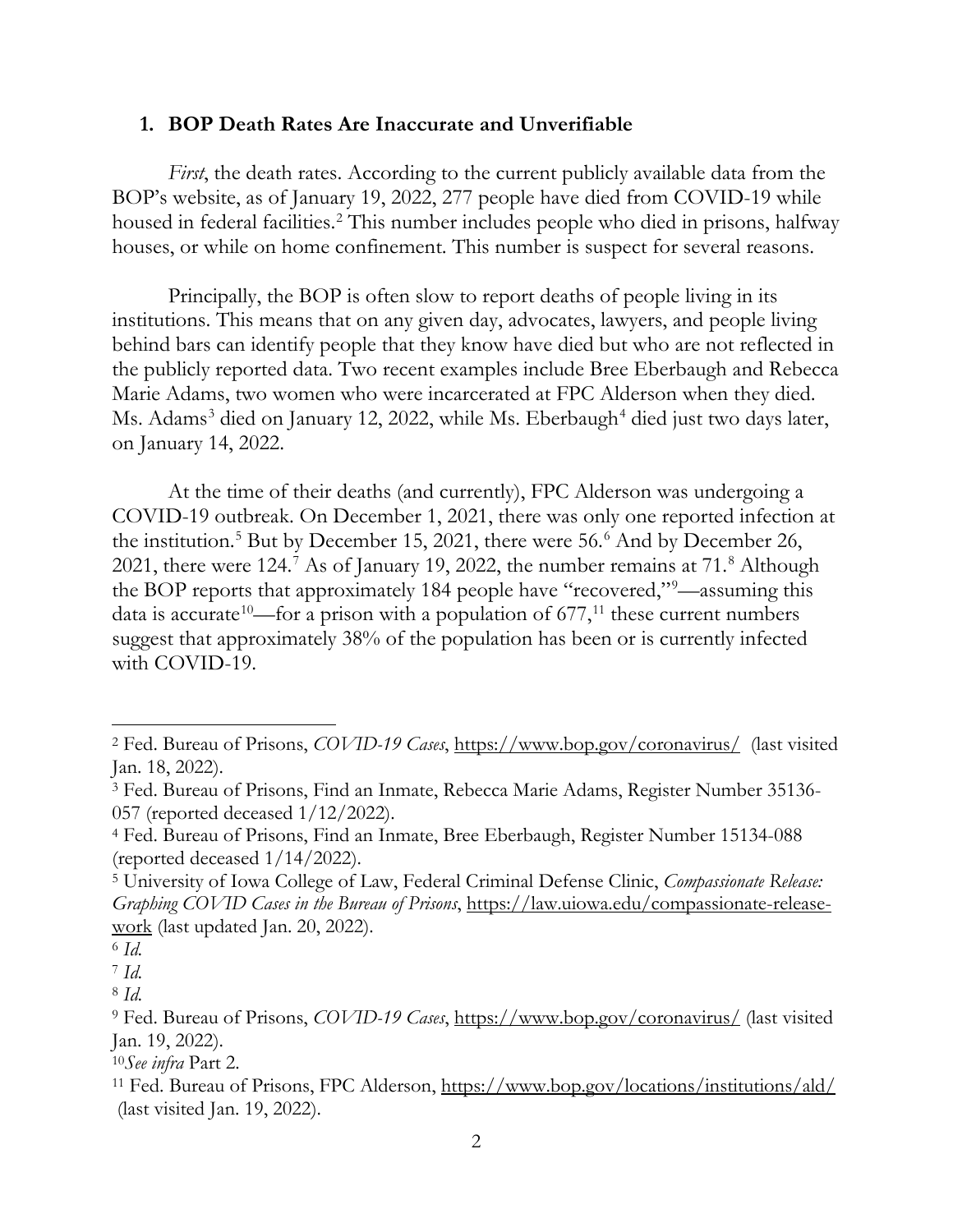### 1. BOP Death Rates Are Inaccurate and Unverifiable

*First*, the death rates. According to the current publicly available data from the BOP's website, as of January 19, 2022, 277 people have died from COVID-19 while housed in federal facilities.[2] This number includes people who died in prisons, halfway houses, or while on home confinement. This number is suspect for several reasons.

Principally, the BOP is often slow to report deaths of people living in its institutions. This means that on any given day, advocates, lawyers, and people living behind bars can identify people that they know have died but who are not reflected in the publicly reported data. Two recent examples include Bree Eberbaugh and Rebecca Marie Adams, two women who were incarcerated at FPC Alderson when they died. Ms. Adams[3] died on January 12, 2022, while Ms. Eberbaugh[4] died just two days later, on January 14, 2022.

At the time of their deaths (and currently), FPC Alderson was undergoing a COVID-19 outbreak. On December 1, 2021, there was only one reported infection at the institution.[5] But by December 15, 2021, there were 56.[6] And by December 26, 2021, there were 124.[7] As of January 19, 2022, the number remains at 71.[8] Although the BOP reports that approximately 184 people have "recovered,"[9]—assuming this data is accurate[10]—for a prison with a population of 677,[11] these current numbers suggest that approximately 38% of the population has been or is currently infected with COVID-19.

---

[2] Fed. Bureau of Prisons, *COVID-19 Cases*, https://www.bop.gov/coronavirus/ (last visited Jan. 18, 2022).

[3] Fed. Bureau of Prisons, Find an Inmate, Rebecca Marie Adams, Register Number 35136-057 (reported deceased 1/12/2022).

[4] Fed. Bureau of Prisons, Find an Inmate, Bree Eberbaugh, Register Number 15134-088 (reported deceased 1/14/2022).

[5] University of Iowa College of Law, Federal Criminal Defense Clinic, *Compassionate Release: Graphing COVID Cases in the Bureau of Prisons*, https://law.uiowa.edu/compassionate-release-work (last updated Jan. 20, 2022).

[6] *Id.*

[7] *Id.*

[8] *Id.*

[9] Fed. Bureau of Prisons, *COVID-19 Cases*, https://www.bop.gov/coronavirus/ (last visited Jan. 19, 2022).

[10] *See infra* Part 2.

[11] Fed. Bureau of Prisons, FPC Alderson, https://www.bop.gov/locations/institutions/ald/ (last visited Jan. 19, 2022).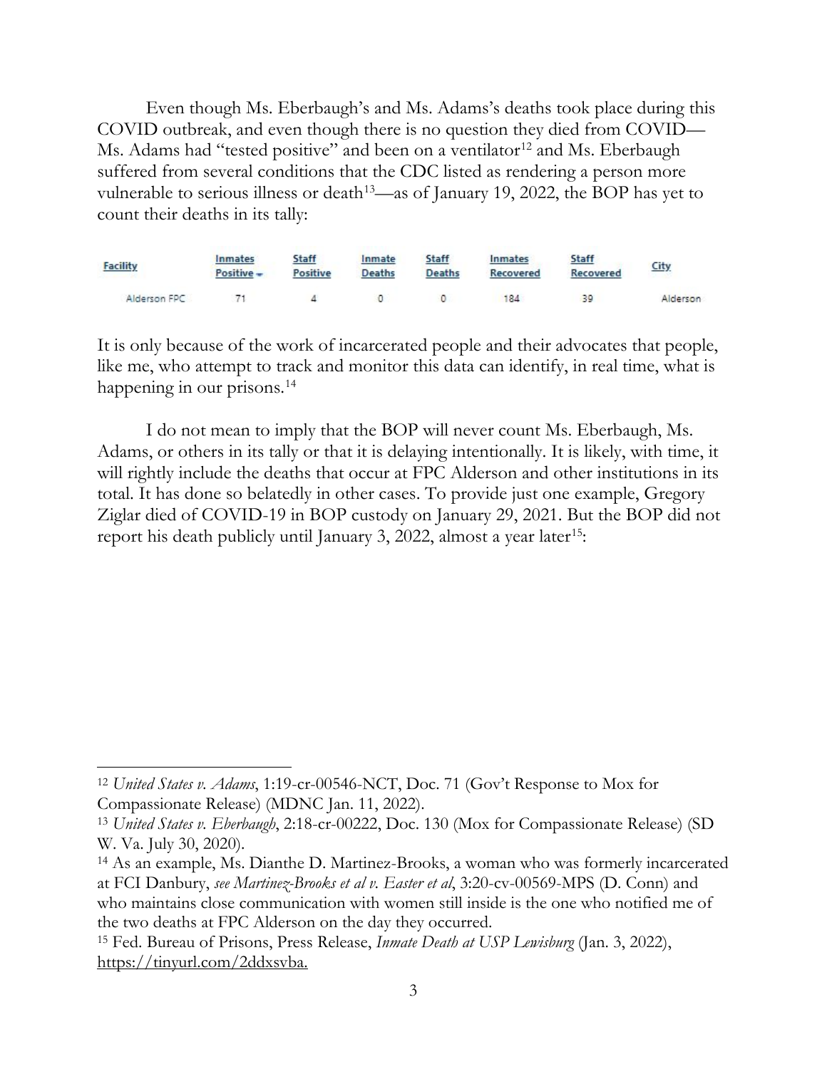Even though Ms. Eberbaugh's and Ms. Adams's deaths took place during this COVID outbreak, and even though there is no question they died from COVID—Ms. Adams had "tested positive" and been on a ventilator[12] and Ms. Eberbaugh suffered from several conditions that the CDC listed as rendering a person more vulnerable to serious illness or death[13]—as of January 19, 2022, the BOP has yet to count their deaths in its tally:

| Facility | Inmates Positive | Staff Positive | Inmate Deaths | Staff Deaths | Inmates Recovered | Staff Recovered | City |
|---|---|---|---|---|---|---|---|
| Alderson FPC | 71 | 4 | 0 | 0 | 184 | 39 | Alderson |

It is only because of the work of incarcerated people and their advocates that people, like me, who attempt to track and monitor this data can identify, in real time, what is happening in our prisons.[14]

I do not mean to imply that the BOP will never count Ms. Eberbaugh, Ms. Adams, or others in its tally or that it is delaying intentionally. It is likely, with time, it will rightly include the deaths that occur at FPC Alderson and other institutions in its total. It has done so belatedly in other cases. To provide just one example, Gregory Ziglar died of COVID-19 in BOP custody on January 29, 2021. But the BOP did not report his death publicly until January 3, 2022, almost a year later[15]:

---

[12] *United States v. Adams*, 1:19-cr-00546-NCT, Doc. 71 (Gov't Response to Mox for Compassionate Release) (MDNC Jan. 11, 2022).

[13] *United States v. Eberbaugh*, 2:18-cr-00222, Doc. 130 (Mox for Compassionate Release) (SD W. Va. July 30, 2020).

[14] As an example, Ms. Dianthe D. Martinez-Brooks, a woman who was formerly incarcerated at FCI Danbury, *see Martinez-Brooks et al v. Easter et al*, 3:20-cv-00569-MPS (D. Conn) and who maintains close communication with women still inside is the one who notified me of the two deaths at FPC Alderson on the day they occurred.

[15] Fed. Bureau of Prisons, Press Release, *Inmate Death at USP Lewisburg* (Jan. 3, 2022), https://tinyurl.com/2ddxsvba.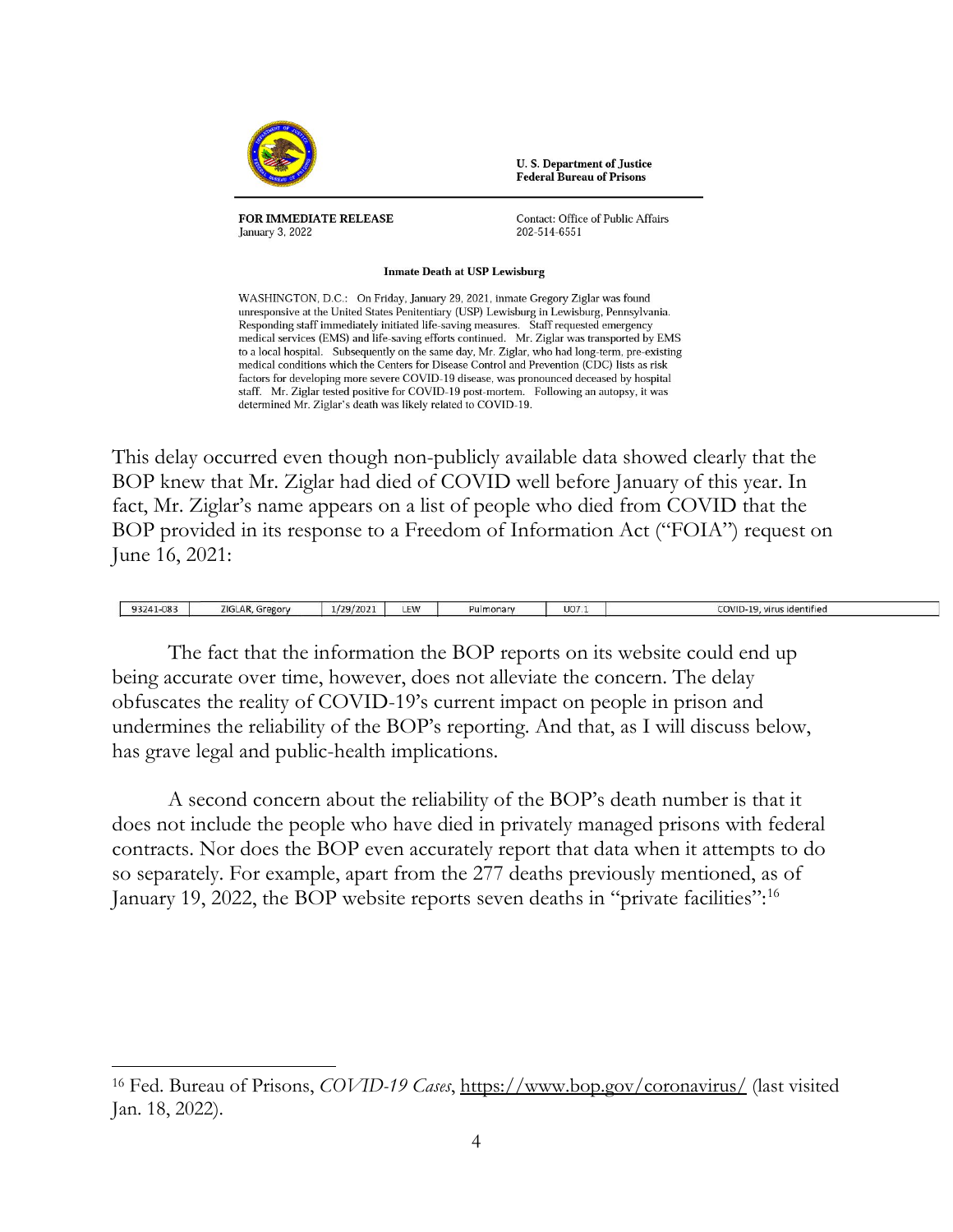U. S. Department of Justice
Federal Bureau of Prisons

**FOR IMMEDIATE RELEASE**
January 3, 2022

Contact: Office of Public Affairs
202-514-6551

**Inmate Death at USP Lewisburg**

WASHINGTON, D.C.: On Friday, January 29, 2021, inmate Gregory Ziglar was found unresponsive at the United States Penitentiary (USP) Lewisburg in Lewisburg, Pennsylvania. Responding staff immediately initiated life-saving measures. Staff requested emergency medical services (EMS) and life-saving efforts continued. Mr. Ziglar was transported by EMS to a local hospital. Subsequently on the same day, Mr. Ziglar, who had long-term, pre-existing medical conditions which the Centers for Disease Control and Prevention (CDC) lists as risk factors for developing more severe COVID-19 disease, was pronounced deceased by hospital staff. Mr. Ziglar tested positive for COVID-19 post-mortem. Following an autopsy, it was determined Mr. Ziglar's death was likely related to COVID-19.

This delay occurred even though non-publicly available data showed clearly that the BOP knew that Mr. Ziglar had died of COVID well before January of this year. In fact, Mr. Ziglar's name appears on a list of people who died from COVID that the BOP provided in its response to a Freedom of Information Act ("FOIA") request on June 16, 2021:

| 93241-083 | ZIGLAR, Gregory | 1/29/2021 | LEW | Pulmonary | U07.1 | COVID-19, virus identified |
|---|---|---|---|---|---|---|

The fact that the information the BOP reports on its website could end up being accurate over time, however, does not alleviate the concern. The delay obfuscates the reality of COVID-19's current impact on people in prison and undermines the reliability of the BOP's reporting. And that, as I will discuss below, has grave legal and public-health implications.

A second concern about the reliability of the BOP's death number is that it does not include the people who have died in privately managed prisons with federal contracts. Nor does the BOP even accurately report that data when it attempts to do so separately. For example, apart from the 277 deaths previously mentioned, as of January 19, 2022, the BOP website reports seven deaths in "private facilities":[16]

[16] Fed. Bureau of Prisons, *COVID-19 Cases*, https://www.bop.gov/coronavirus/ (last visited Jan. 18, 2022).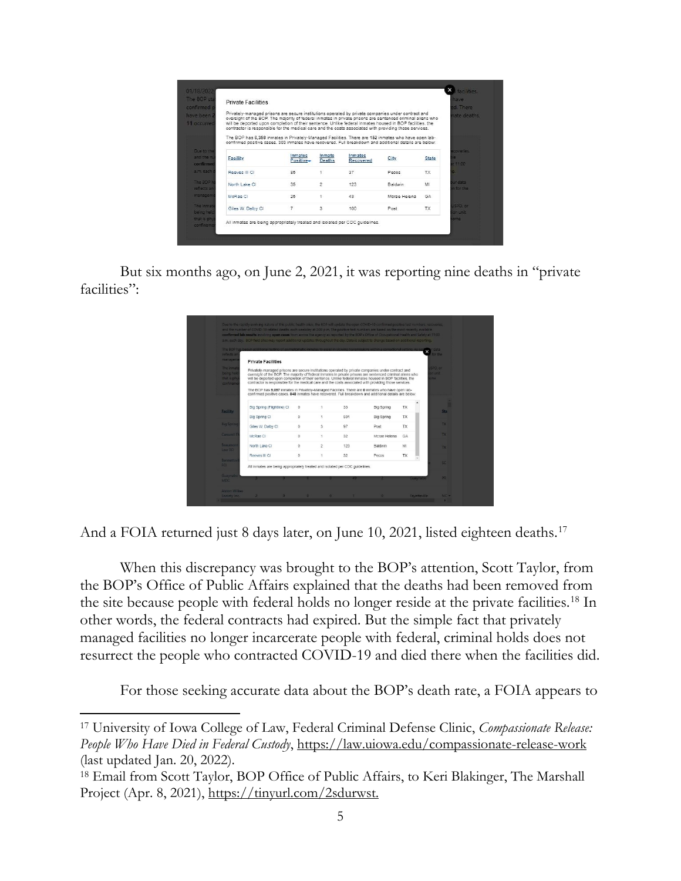**Private Facilities**

Privately-managed prisons are secure institutions operated by private companies under contract and oversight of the BOP. The majority of federal inmates in private prisons are sentenced criminal aliens who will be deported upon completion of their sentence. Unlike federal inmates housed in BOP facilities, the contractor is responsible for the medical care and the costs associated with providing those services.

The BOP has **6,350** inmates in Privately-Managed Facilities. There are **152** inmates who have open lab-confirmed positive cases. **303** inmates have recovered. Full breakdown and additional details are below:

| Facility | Inmates Positive | Inmate Deaths | Inmates Recovered | City | State |
|---|---|---|---|---|---|
| Reeves III CI | 86 | 1 | 37 | Pecos | TX |
| North Lake CI | 35 | 2 | 123 | Baldwin | MI |
| McRae CI | 26 | 1 | 43 | Mcrae Helena | GA |
| Giles W. Dalby CI | 7 | 3 | 100 | Post | TX |

All inmates are being appropriately treated and isolated per CDC guidelines.

But six months ago, on June 2, 2021, it was reporting nine deaths in "private facilities":

**Private Facilities**

Privately-managed prisons are secure institutions operated by private companies under contract and oversight of the BOP. The majority of federal inmates in private prisons are sentenced criminal aliens who will be deported upon completion of their sentence. Unlike federal inmates housed in BOP facilities, the contractor is responsible for the medical care and the costs associated with providing those services.

The BOP has **5,097** inmates in Privately-Managed Facilities. There are **0** inmates who have open lab-confirmed positive cases. **848** inmates have recovered. Full breakdown and additional details are below:

| Facility | Inmates Positive | Inmate Deaths | Inmates Recovered | City | State |
|---|---|---|---|---|---|
| Big Spring (Flightline) CI | 0 | 1 | 33 | Big Spring | TX |
| Big Spring CI | 0 | 1 | 581 | Big Spring | TX |
| Giles W. Dalby CI | 0 | 3 | 97 | Post | TX |
| McRae CI | 0 | 1 | 32 | Mcrae Helena | GA |
| North Lake CI | 0 | 2 | 123 | Baldwin | MI |
| Reeves III CI | 0 | 1 | 32 | Pecos | TX |

All inmates are being appropriately treated and isolated per CDC guidelines.

And a FOIA returned just 8 days later, on June 10, 2021, listed eighteen deaths.[17]

When this discrepancy was brought to the BOP's attention, Scott Taylor, from the BOP's Office of Public Affairs explained that the deaths had been removed from the site because people with federal holds no longer reside at the private facilities.[18] In other words, the federal contracts had expired. But the simple fact that privately managed facilities no longer incarcerate people with federal, criminal holds does not resurrect the people who contracted COVID-19 and died there when the facilities did.

For those seeking accurate data about the BOP's death rate, a FOIA appears to

---

[17] University of Iowa College of Law, Federal Criminal Defense Clinic, *Compassionate Release: People Who Have Died in Federal Custody*, https://law.uiowa.edu/compassionate-release-work (last updated Jan. 20, 2022).

[18] Email from Scott Taylor, BOP Office of Public Affairs, to Keri Blakinger, The Marshall Project (Apr. 8, 2021), https://tinyurl.com/2sdurwst.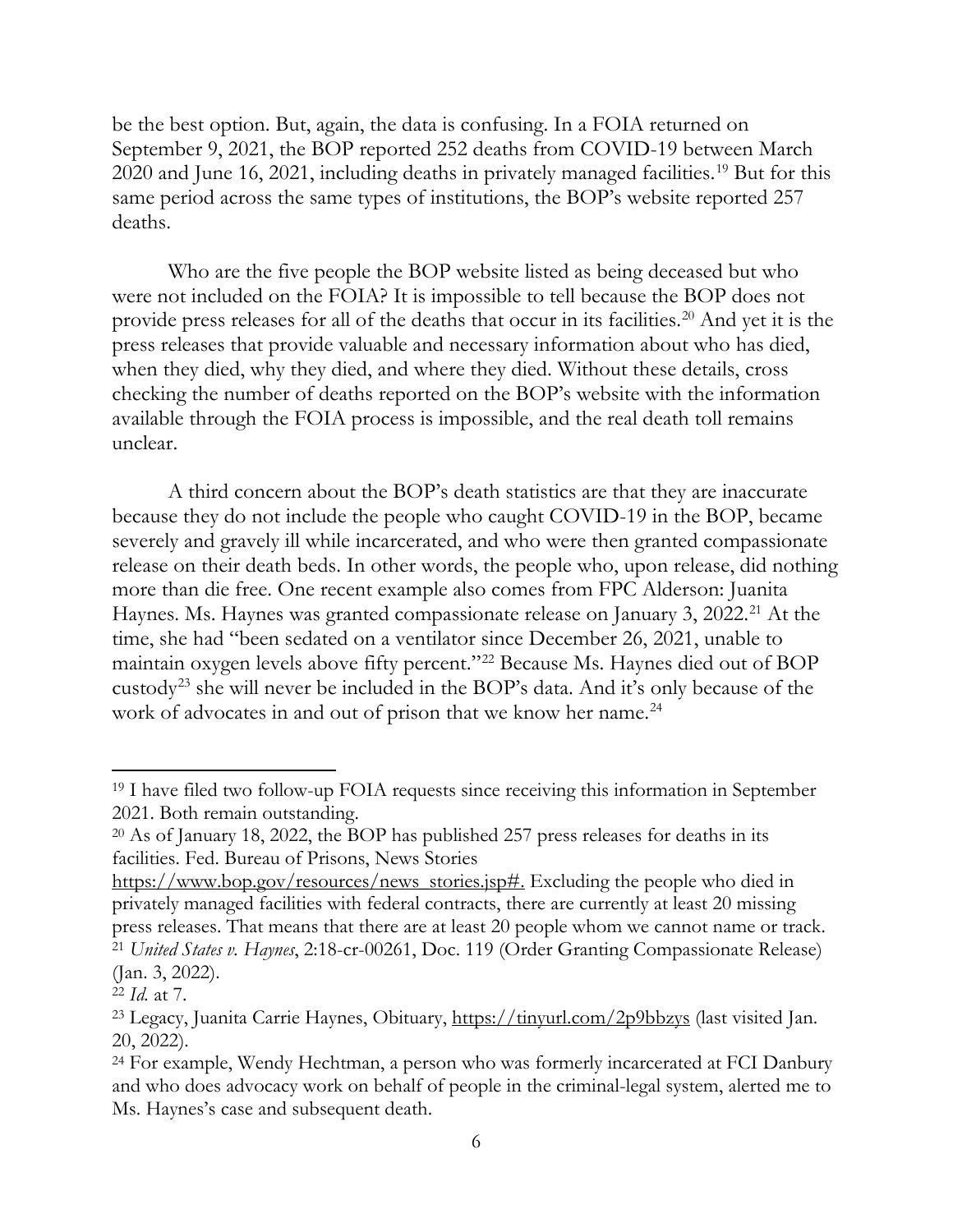be the best option. But, again, the data is confusing. In a FOIA returned on September 9, 2021, the BOP reported 252 deaths from COVID-19 between March 2020 and June 16, 2021, including deaths in privately managed facilities.[19] But for this same period across the same types of institutions, the BOP's website reported 257 deaths.

Who are the five people the BOP website listed as being deceased but who were not included on the FOIA? It is impossible to tell because the BOP does not provide press releases for all of the deaths that occur in its facilities.[20] And yet it is the press releases that provide valuable and necessary information about who has died, when they died, why they died, and where they died. Without these details, cross checking the number of deaths reported on the BOP's website with the information available through the FOIA process is impossible, and the real death toll remains unclear.

A third concern about the BOP's death statistics are that they are inaccurate because they do not include the people who caught COVID-19 in the BOP, became severely and gravely ill while incarcerated, and who were then granted compassionate release on their death beds. In other words, the people who, upon release, did nothing more than die free. One recent example also comes from FPC Alderson: Juanita Haynes. Ms. Haynes was granted compassionate release on January 3, 2022.[21] At the time, she had "been sedated on a ventilator since December 26, 2021, unable to maintain oxygen levels above fifty percent."[22] Because Ms. Haynes died out of BOP custody[23] she will never be included in the BOP's data. And it's only because of the work of advocates in and out of prison that we know her name.[24]

---

[19] I have filed two follow-up FOIA requests since receiving this information in September 2021. Both remain outstanding.

[20] As of January 18, 2022, the BOP has published 257 press releases for deaths in its facilities. Fed. Bureau of Prisons, News Stories https://www.bop.gov/resources/news_stories.jsp#. Excluding the people who died in privately managed facilities with federal contracts, there are currently at least 20 missing press releases. That means that there are at least 20 people whom we cannot name or track.

[21] *United States v. Haynes*, 2:18-cr-00261, Doc. 119 (Order Granting Compassionate Release) (Jan. 3, 2022).

[22] *Id.* at 7.

[23] Legacy, Juanita Carrie Haynes, Obituary, https://tinyurl.com/2p9bbzys (last visited Jan. 20, 2022).

[24] For example, Wendy Hechtman, a person who was formerly incarcerated at FCI Danbury and who does advocacy work on behalf of people in the criminal-legal system, alerted me to Ms. Haynes's case and subsequent death.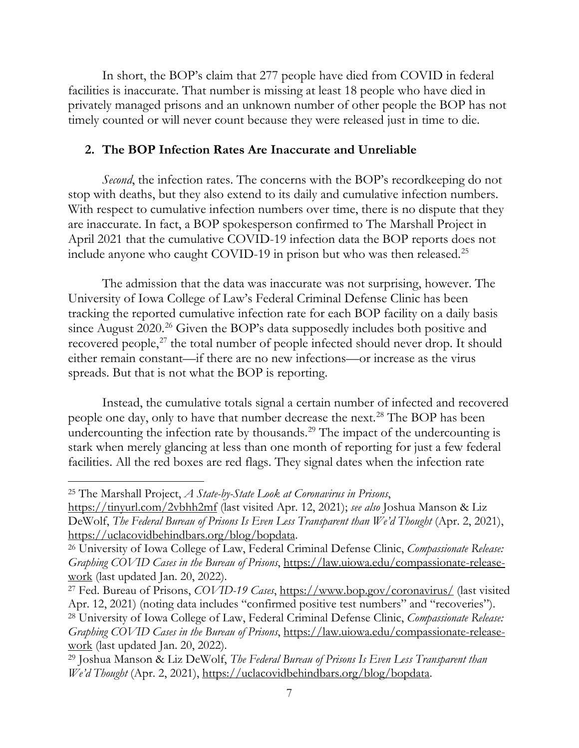In short, the BOP's claim that 277 people have died from COVID in federal facilities is inaccurate. That number is missing at least 18 people who have died in privately managed prisons and an unknown number of other people the BOP has not timely counted or will never count because they were released just in time to die.

### 2. The BOP Infection Rates Are Inaccurate and Unreliable

*Second*, the infection rates. The concerns with the BOP's recordkeeping do not stop with deaths, but they also extend to its daily and cumulative infection numbers. With respect to cumulative infection numbers over time, there is no dispute that they are inaccurate. In fact, a BOP spokesperson confirmed to The Marshall Project in April 2021 that the cumulative COVID-19 infection data the BOP reports does not include anyone who caught COVID-19 in prison but who was then released.[25]

The admission that the data was inaccurate was not surprising, however. The University of Iowa College of Law's Federal Criminal Defense Clinic has been tracking the reported cumulative infection rate for each BOP facility on a daily basis since August 2020.[26] Given the BOP's data supposedly includes both positive and recovered people,[27] the total number of people infected should never drop. It should either remain constant—if there are no new infections—or increase as the virus spreads. But that is not what the BOP is reporting.

Instead, the cumulative totals signal a certain number of infected and recovered people one day, only to have that number decrease the next.[28] The BOP has been undercounting the infection rate by thousands.[29] The impact of the undercounting is stark when merely glancing at less than one month of reporting for just a few federal facilities. All the red boxes are red flags. They signal dates when the infection rate

---

[25] The Marshall Project, *A State-by-State Look at Coronavirus in Prisons*, https://tinyurl.com/2vbhh2mf (last visited Apr. 12, 2021); *see also* Joshua Manson & Liz DeWolf, *The Federal Bureau of Prisons Is Even Less Transparent than We'd Thought* (Apr. 2, 2021), https://uclacovidbehindbars.org/blog/bopdata.

[26] University of Iowa College of Law, Federal Criminal Defense Clinic, *Compassionate Release: Graphing COVID Cases in the Bureau of Prisons*, https://law.uiowa.edu/compassionate-release-work (last updated Jan. 20, 2022).

[27] Fed. Bureau of Prisons, *COVID-19 Cases*, https://www.bop.gov/coronavirus/ (last visited Apr. 12, 2021) (noting data includes "confirmed positive test numbers" and "recoveries").

[28] University of Iowa College of Law, Federal Criminal Defense Clinic, *Compassionate Release: Graphing COVID Cases in the Bureau of Prisons*, https://law.uiowa.edu/compassionate-release-work (last updated Jan. 20, 2022).

[29] Joshua Manson & Liz DeWolf, *The Federal Bureau of Prisons Is Even Less Transparent than We'd Thought* (Apr. 2, 2021), https://uclacovidbehindbars.org/blog/bopdata.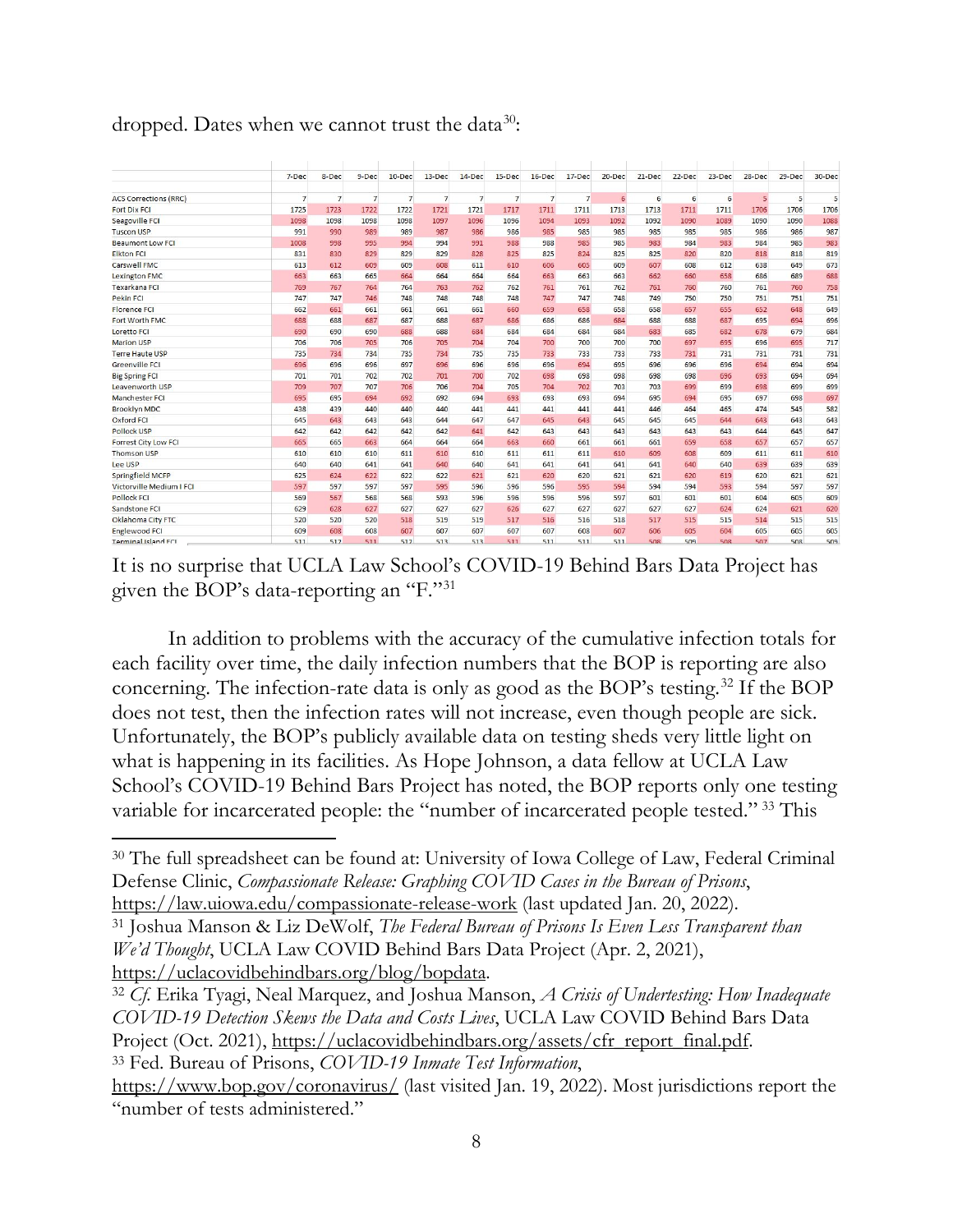dropped. Dates when we cannot trust the data[30]:

| | 7-Dec | 8-Dec | 9-Dec | 10-Dec | 13-Dec | 14-Dec | 15-Dec | 16-Dec | 17-Dec | 20-Dec | 21-Dec | 22-Dec | 23-Dec | 28-Dec | 29-Dec | 30-Dec |
|---|---|---|---|---|---|---|---|---|---|---|---|---|---|---|---|---|
| ACS Corrections (RRC) | 7 | 7 | 7 | 7 | 7 | 7 | 7 | 7 | 7 | 6 | 6 | 6 | 6 | 5 | 5 | 5 |
| Fort Dix FCI | 1725 | 1723 | 1722 | 1722 | 1721 | 1721 | 1717 | 1711 | 1711 | 1713 | 1713 | 1711 | 1711 | 1706 | 1706 | 1706 |
| Seagoville FCI | 1098 | 1098 | 1098 | 1098 | 1097 | 1096 | 1096 | 1094 | 1093 | 1092 | 1092 | 1090 | 1089 | 1090 | 1090 | 1088 |
| Tuscon USP | 991 | 990 | 989 | 989 | 987 | 986 | 986 | 985 | 985 | 985 | 985 | 985 | 985 | 986 | 986 | 987 |
| Beaumont Low FCI | 1008 | 998 | 995 | 994 | 994 | 991 | 988 | 988 | 985 | 985 | 983 | 984 | 983 | 984 | 985 | 983 |
| Elkton FCI | 831 | 830 | 829 | 829 | 829 | 828 | 825 | 825 | 824 | 825 | 825 | 820 | 820 | 818 | 818 | 819 |
| Carswell FMC | 613 | 612 | 609 | 609 | 608 | 611 | 610 | 606 | 605 | 609 | 607 | 608 | 612 | 638 | 649 | 673 |
| Lexington FMC | 663 | 663 | 665 | 664 | 664 | 664 | 664 | 663 | 663 | 663 | 662 | 660 | 658 | 686 | 689 | 688 |
| Texarkana FCI | 769 | 767 | 764 | 764 | 763 | 762 | 762 | 761 | 761 | 762 | 761 | 760 | 760 | 761 | 760 | 758 |
| Pekin FCI | 747 | 747 | 746 | 748 | 748 | 748 | 748 | 747 | 747 | 748 | 749 | 750 | 750 | 751 | 751 | 751 |
| Florence FCI | 662 | 661 | 661 | 661 | 661 | 661 | 660 | 659 | 658 | 658 | 658 | 657 | 655 | 652 | 648 | 649 |
| Fort Worth FMC | 688 | 688 | 687 | 687 | 688 | 687 | 686 | 686 | 686 | 684 | 688 | 688 | 687 | 695 | 694 | 696 |
| Loretto FCI | 690 | 690 | 690 | 688 | 688 | 684 | 684 | 684 | 684 | 684 | 683 | 685 | 682 | 678 | 679 | 684 |
| Marion USP | 706 | 706 | 705 | 706 | 705 | 704 | 704 | 700 | 700 | 700 | 700 | 697 | 695 | 696 | 695 | 717 |
| Terre Haute USP | 735 | 734 | 734 | 735 | 734 | 735 | 735 | 733 | 733 | 733 | 733 | 731 | 731 | 731 | 731 | 731 |
| Greenville FCI | 696 | 696 | 696 | 697 | 696 | 696 | 696 | 696 | 694 | 695 | 696 | 696 | 696 | 694 | 694 | 694 |
| Big Spring FCI | 701 | 701 | 702 | 702 | 701 | 700 | 702 | 698 | 698 | 698 | 698 | 698 | 696 | 693 | 694 | 694 |
| Leavenworth USP | 709 | 707 | 707 | 706 | 706 | 704 | 705 | 704 | 702 | 703 | 703 | 699 | 699 | 698 | 699 | 699 |
| Manchester FCI | 695 | 695 | 694 | 692 | 692 | 694 | 693 | 693 | 693 | 694 | 695 | 694 | 695 | 697 | 698 | 697 |
| Brooklyn MDC | 438 | 439 | 440 | 440 | 440 | 441 | 441 | 441 | 441 | 441 | 446 | 464 | 465 | 474 | 545 | 582 |
| Oxford FCI | 645 | 643 | 643 | 643 | 644 | 647 | 647 | 645 | 643 | 645 | 645 | 645 | 644 | 643 | 643 | 643 |
| Pollock USP | 642 | 642 | 642 | 642 | 642 | 641 | 642 | 643 | 643 | 643 | 643 | 643 | 643 | 644 | 645 | 647 |
| Forrest City Low FCI | 665 | 665 | 663 | 664 | 664 | 664 | 663 | 660 | 661 | 661 | 661 | 659 | 658 | 657 | 657 | 657 |
| Thomson USP | 610 | 610 | 610 | 611 | 610 | 610 | 611 | 611 | 611 | 610 | 609 | 608 | 609 | 611 | 611 | 610 |
| Lee USP | 640 | 640 | 641 | 641 | 640 | 640 | 641 | 641 | 641 | 641 | 641 | 640 | 640 | 639 | 639 | 639 |
| Springfield MCFP | 625 | 624 | 622 | 622 | 622 | 621 | 621 | 620 | 620 | 621 | 621 | 620 | 619 | 620 | 621 | 621 |
| Victorville Medium I FCI | 597 | 597 | 597 | 597 | 595 | 596 | 596 | 596 | 595 | 594 | 594 | 594 | 593 | 594 | 597 | 597 |
| Pollock FCI | 569 | 567 | 568 | 568 | 593 | 596 | 596 | 596 | 596 | 597 | 601 | 601 | 601 | 604 | 605 | 609 |
| Sandstone FCI | 629 | 628 | 627 | 627 | 627 | 627 | 626 | 627 | 627 | 627 | 627 | 627 | 624 | 624 | 621 | 620 |
| Oklahoma City FTC | 520 | 520 | 520 | 518 | 519 | 519 | 517 | 516 | 516 | 518 | 517 | 515 | 515 | 514 | 515 | 515 |
| Englewood FCI | 609 | 608 | 608 | 607 | 607 | 607 | 607 | 607 | 608 | 607 | 606 | 605 | 604 | 605 | 605 | 605 |
| Terminal Island FCI | 511 | 512 | 511 | 512 | 513 | 513 | 511 | 511 | 511 | 511 | 508 | 509 | 508 | 507 | 508 | 509 |

It is no surprise that UCLA Law School's COVID-19 Behind Bars Data Project has given the BOP's data-reporting an "F."[31]

In addition to problems with the accuracy of the cumulative infection totals for each facility over time, the daily infection numbers that the BOP is reporting are also concerning. The infection-rate data is only as good as the BOP's testing.[32] If the BOP does not test, then the infection rates will not increase, even though people are sick. Unfortunately, the BOP's publicly available data on testing sheds very little light on what is happening in its facilities. As Hope Johnson, a data fellow at UCLA Law School's COVID-19 Behind Bars Project has noted, the BOP reports only one testing variable for incarcerated people: the "number of incarcerated people tested." [33] This

---

[30] The full spreadsheet can be found at: University of Iowa College of Law, Federal Criminal Defense Clinic, *Compassionate Release: Graphing COVID Cases in the Bureau of Prisons*, https://law.uiowa.edu/compassionate-release-work (last updated Jan. 20, 2022).

[31] Joshua Manson & Liz DeWolf, *The Federal Bureau of Prisons Is Even Less Transparent than We'd Thought*, UCLA Law COVID Behind Bars Data Project (Apr. 2, 2021), https://uclacovidbehindbars.org/blog/bopdata.

[32] *Cf.* Erika Tyagi, Neal Marquez, and Joshua Manson, *A Crisis of Undertesting: How Inadequate COVID-19 Detection Skews the Data and Costs Lives*, UCLA Law COVID Behind Bars Data Project (Oct. 2021), https://uclacovidbehindbars.org/assets/cfr_report_final.pdf.

[33] Fed. Bureau of Prisons, *COVID-19 Inmate Test Information*, https://www.bop.gov/coronavirus/ (last visited Jan. 19, 2022). Most jurisdictions report the "number of tests administered."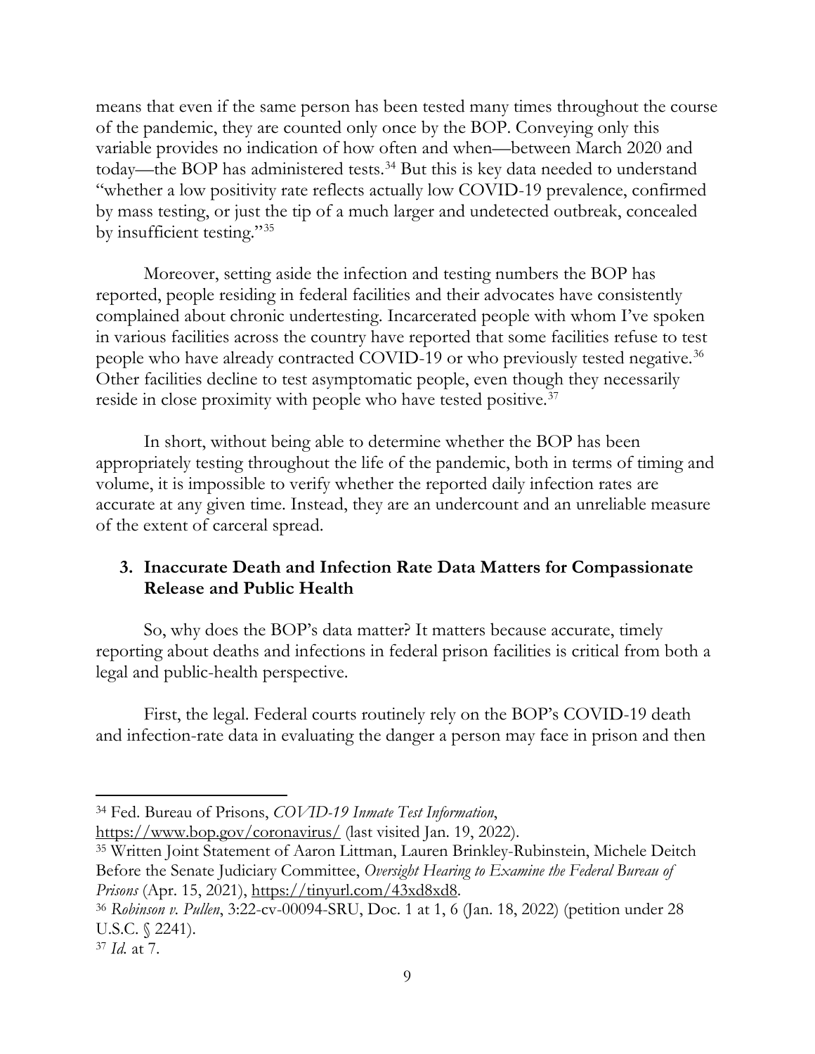means that even if the same person has been tested many times throughout the course of the pandemic, they are counted only once by the BOP. Conveying only this variable provides no indication of how often and when—between March 2020 and today—the BOP has administered tests.[34] But this is key data needed to understand "whether a low positivity rate reflects actually low COVID-19 prevalence, confirmed by mass testing, or just the tip of a much larger and undetected outbreak, concealed by insufficient testing."[35]

Moreover, setting aside the infection and testing numbers the BOP has reported, people residing in federal facilities and their advocates have consistently complained about chronic undertesting. Incarcerated people with whom I've spoken in various facilities across the country have reported that some facilities refuse to test people who have already contracted COVID-19 or who previously tested negative.[36] Other facilities decline to test asymptomatic people, even though they necessarily reside in close proximity with people who have tested positive.[37]

In short, without being able to determine whether the BOP has been appropriately testing throughout the life of the pandemic, both in terms of timing and volume, it is impossible to verify whether the reported daily infection rates are accurate at any given time. Instead, they are an undercount and an unreliable measure of the extent of carceral spread.

### 3. Inaccurate Death and Infection Rate Data Matters for Compassionate Release and Public Health

So, why does the BOP's data matter? It matters because accurate, timely reporting about deaths and infections in federal prison facilities is critical from both a legal and public-health perspective.

First, the legal. Federal courts routinely rely on the BOP's COVID-19 death and infection-rate data in evaluating the danger a person may face in prison and then

---

[34] Fed. Bureau of Prisons, *COVID-19 Inmate Test Information*, https://www.bop.gov/coronavirus/ (last visited Jan. 19, 2022).

[35] Written Joint Statement of Aaron Littman, Lauren Brinkley-Rubinstein, Michele Deitch Before the Senate Judiciary Committee, *Oversight Hearing to Examine the Federal Bureau of Prisons* (Apr. 15, 2021), https://tinyurl.com/43xd8xd8.

[36] *Robinson v. Pullen*, 3:22-cv-00094-SRU, Doc. 1 at 1, 6 (Jan. 18, 2022) (petition under 28 U.S.C. § 2241).

[37] *Id.* at 7.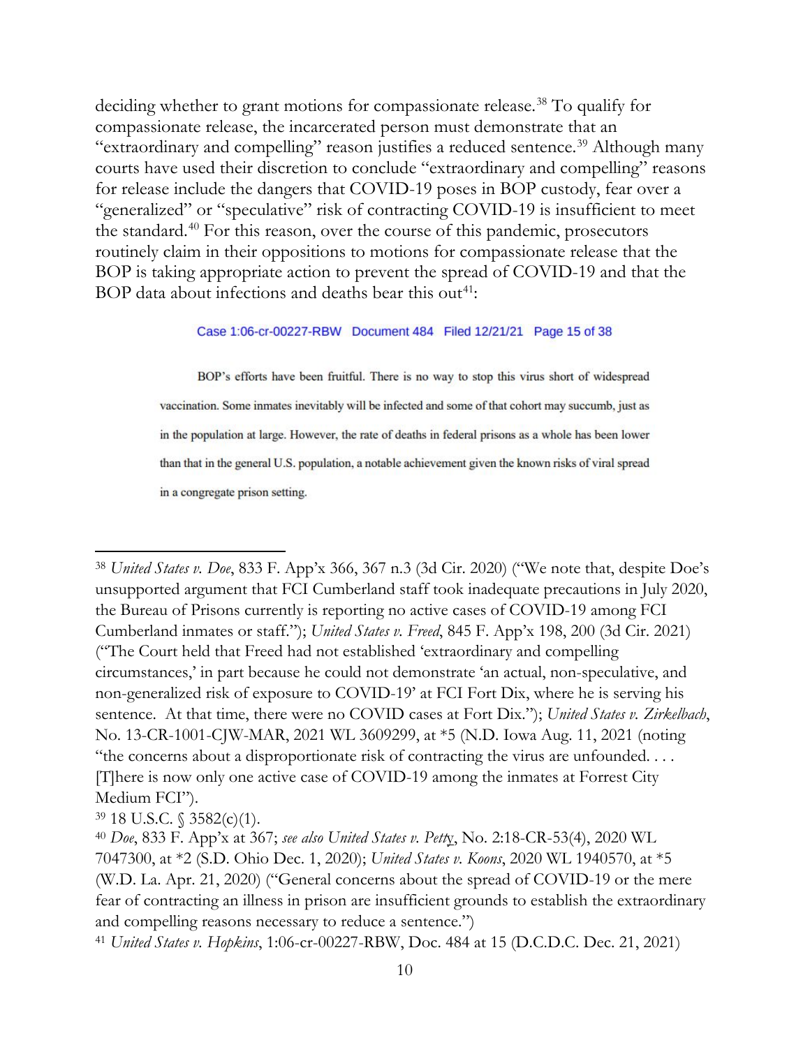deciding whether to grant motions for compassionate release.[38] To qualify for compassionate release, the incarcerated person must demonstrate that an "extraordinary and compelling" reason justifies a reduced sentence.[39] Although many courts have used their discretion to conclude "extraordinary and compelling" reasons for release include the dangers that COVID-19 poses in BOP custody, fear over a "generalized" or "speculative" risk of contracting COVID-19 is insufficient to meet the standard.[40] For this reason, over the course of this pandemic, prosecutors routinely claim in their oppositions to motions for compassionate release that the BOP is taking appropriate action to prevent the spread of COVID-19 and that the BOP data about infections and deaths bear this out[41]:

> Case 1:06-cr-00227-RBW Document 484 Filed 12/21/21 Page 15 of 38
>
> BOP's efforts have been fruitful. There is no way to stop this virus short of widespread vaccination. Some inmates inevitably will be infected and some of that cohort may succumb, just as in the population at large. However, the rate of deaths in federal prisons as a whole has been lower than that in the general U.S. population, a notable achievement given the known risks of viral spread in a congregate prison setting.

---

[38] *United States v. Doe*, 833 F. App'x 366, 367 n.3 (3d Cir. 2020) ("We note that, despite Doe's unsupported argument that FCI Cumberland staff took inadequate precautions in July 2020, the Bureau of Prisons currently is reporting no active cases of COVID-19 among FCI Cumberland inmates or staff."); *United States v. Freed*, 845 F. App'x 198, 200 (3d Cir. 2021) ("The Court held that Freed had not established 'extraordinary and compelling circumstances,' in part because he could not demonstrate 'an actual, non-speculative, and non-generalized risk of exposure to COVID-19' at FCI Fort Dix, where he is serving his sentence. At that time, there were no COVID cases at Fort Dix."); *United States v. Zirkelbach*, No. 13-CR-1001-CJW-MAR, 2021 WL 3609299, at *5 (N.D. Iowa Aug. 11, 2021 (noting "the concerns about a disproportionate risk of contracting the virus are unfounded. . . . [T]here is now only one active case of COVID-19 among the inmates at Forrest City Medium FCI").

[39] 18 U.S.C. § 3582(c)(1).

[40] *Doe*, 833 F. App'x at 367; *see also United States v. Petty*, No. 2:18-CR-53(4), 2020 WL 7047300, at *2 (S.D. Ohio Dec. 1, 2020); *United States v. Koons*, 2020 WL 1940570, at *5 (W.D. La. Apr. 21, 2020) ("General concerns about the spread of COVID-19 or the mere fear of contracting an illness in prison are insufficient grounds to establish the extraordinary and compelling reasons necessary to reduce a sentence.")

[41] *United States v. Hopkins*, 1:06-cr-00227-RBW, Doc. 484 at 15 (D.C.D.C. Dec. 21, 2021)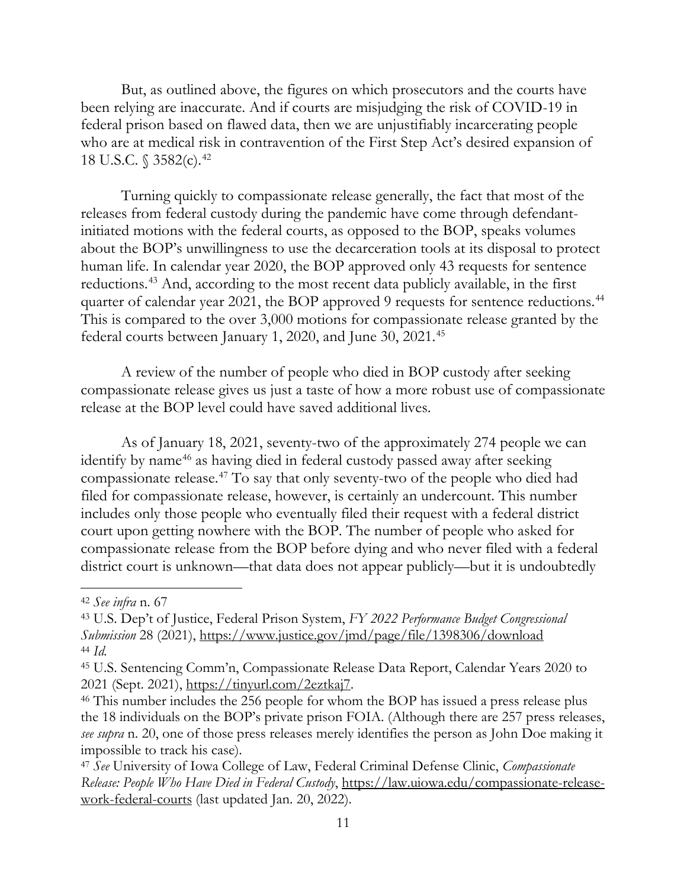But, as outlined above, the figures on which prosecutors and the courts have been relying are inaccurate. And if courts are misjudging the risk of COVID-19 in federal prison based on flawed data, then we are unjustifiably incarcerating people who are at medical risk in contravention of the First Step Act's desired expansion of 18 U.S.C. § 3582(c).[42]

Turning quickly to compassionate release generally, the fact that most of the releases from federal custody during the pandemic have come through defendant-initiated motions with the federal courts, as opposed to the BOP, speaks volumes about the BOP's unwillingness to use the decarceration tools at its disposal to protect human life. In calendar year 2020, the BOP approved only 43 requests for sentence reductions.[43] And, according to the most recent data publicly available, in the first quarter of calendar year 2021, the BOP approved 9 requests for sentence reductions.[44] This is compared to the over 3,000 motions for compassionate release granted by the federal courts between January 1, 2020, and June 30, 2021.[45]

A review of the number of people who died in BOP custody after seeking compassionate release gives us just a taste of how a more robust use of compassionate release at the BOP level could have saved additional lives.

As of January 18, 2021, seventy-two of the approximately 274 people we can identify by name[46] as having died in federal custody passed away after seeking compassionate release.[47] To say that only seventy-two of the people who died had filed for compassionate release, however, is certainly an undercount. This number includes only those people who eventually filed their request with a federal district court upon getting nowhere with the BOP. The number of people who asked for compassionate release from the BOP before dying and who never filed with a federal district court is unknown—that data does not appear publicly—but it is undoubtedly

---

[42] *See infra* n. 67

[43] U.S. Dep't of Justice, Federal Prison System, *FY 2022 Performance Budget Congressional Submission* 28 (2021), https://www.justice.gov/jmd/page/file/1398306/download

[44] *Id.*

[45] U.S. Sentencing Comm'n, Compassionate Release Data Report, Calendar Years 2020 to 2021 (Sept. 2021), https://tinyurl.com/2eztkaj7.

[46] This number includes the 256 people for whom the BOP has issued a press release plus the 18 individuals on the BOP's private prison FOIA. (Although there are 257 press releases, *see supra* n. 20, one of those press releases merely identifies the person as John Doe making it impossible to track his case).

[47] *See* University of Iowa College of Law, Federal Criminal Defense Clinic, *Compassionate Release: People Who Have Died in Federal Custody*, https://law.uiowa.edu/compassionate-release-work-federal-courts (last updated Jan. 20, 2022).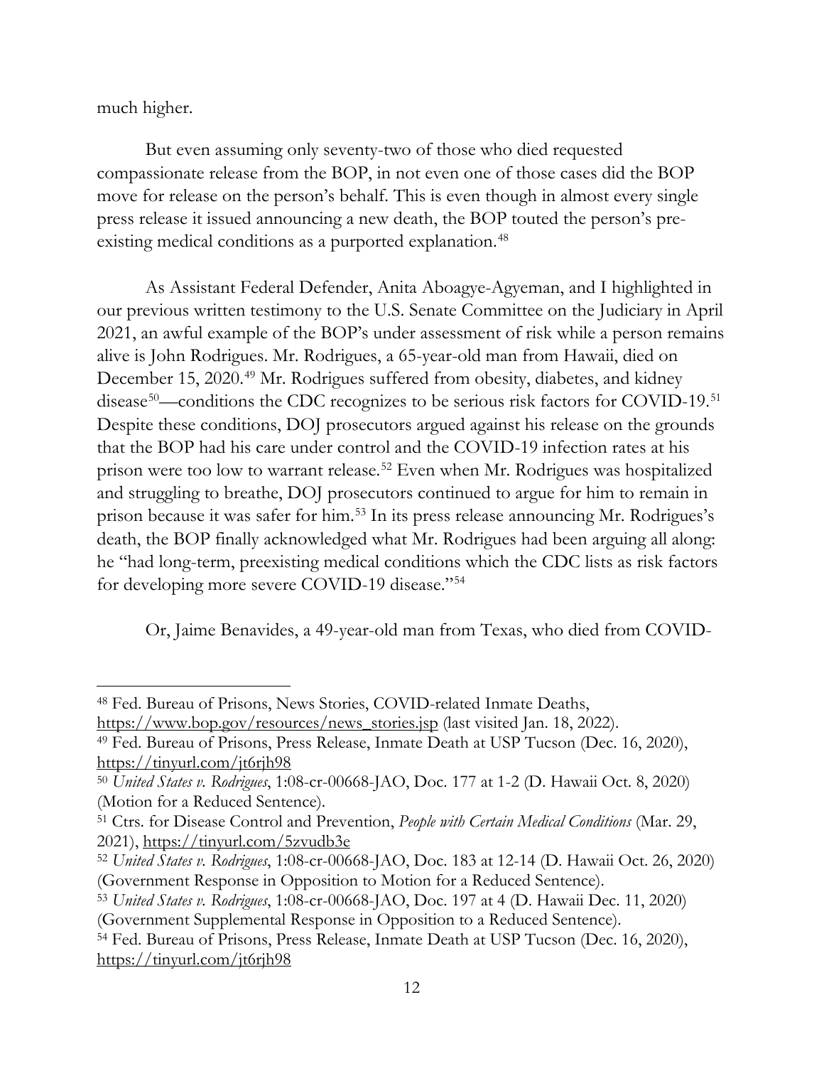much higher.

But even assuming only seventy-two of those who died requested compassionate release from the BOP, in not even one of those cases did the BOP move for release on the person's behalf. This is even though in almost every single press release it issued announcing a new death, the BOP touted the person's pre-existing medical conditions as a purported explanation.[48]

As Assistant Federal Defender, Anita Aboagye-Agyeman, and I highlighted in our previous written testimony to the U.S. Senate Committee on the Judiciary in April 2021, an awful example of the BOP's under assessment of risk while a person remains alive is John Rodrigues. Mr. Rodrigues, a 65-year-old man from Hawaii, died on December 15, 2020.[49] Mr. Rodrigues suffered from obesity, diabetes, and kidney disease[50]—conditions the CDC recognizes to be serious risk factors for COVID-19.[51] Despite these conditions, DOJ prosecutors argued against his release on the grounds that the BOP had his care under control and the COVID-19 infection rates at his prison were too low to warrant release.[52] Even when Mr. Rodrigues was hospitalized and struggling to breathe, DOJ prosecutors continued to argue for him to remain in prison because it was safer for him.[53] In its press release announcing Mr. Rodrigues's death, the BOP finally acknowledged what Mr. Rodrigues had been arguing all along: he "had long-term, preexisting medical conditions which the CDC lists as risk factors for developing more severe COVID-19 disease."[54]

Or, Jaime Benavides, a 49-year-old man from Texas, who died from COVID-

---

[48] Fed. Bureau of Prisons, News Stories, COVID-related Inmate Deaths, https://www.bop.gov/resources/news_stories.jsp (last visited Jan. 18, 2022).

[49] Fed. Bureau of Prisons, Press Release, Inmate Death at USP Tucson (Dec. 16, 2020), https://tinyurl.com/jt6rjh98

[50] *United States v. Rodrigues*, 1:08-cr-00668-JAO, Doc. 177 at 1-2 (D. Hawaii Oct. 8, 2020) (Motion for a Reduced Sentence).

[51] Ctrs. for Disease Control and Prevention, *People with Certain Medical Conditions* (Mar. 29, 2021), https://tinyurl.com/5zvudb3e

[52] *United States v. Rodrigues*, 1:08-cr-00668-JAO, Doc. 183 at 12-14 (D. Hawaii Oct. 26, 2020) (Government Response in Opposition to Motion for a Reduced Sentence).

[53] *United States v. Rodrigues*, 1:08-cr-00668-JAO, Doc. 197 at 4 (D. Hawaii Dec. 11, 2020) (Government Supplemental Response in Opposition to a Reduced Sentence).

[54] Fed. Bureau of Prisons, Press Release, Inmate Death at USP Tucson (Dec. 16, 2020), https://tinyurl.com/jt6rjh98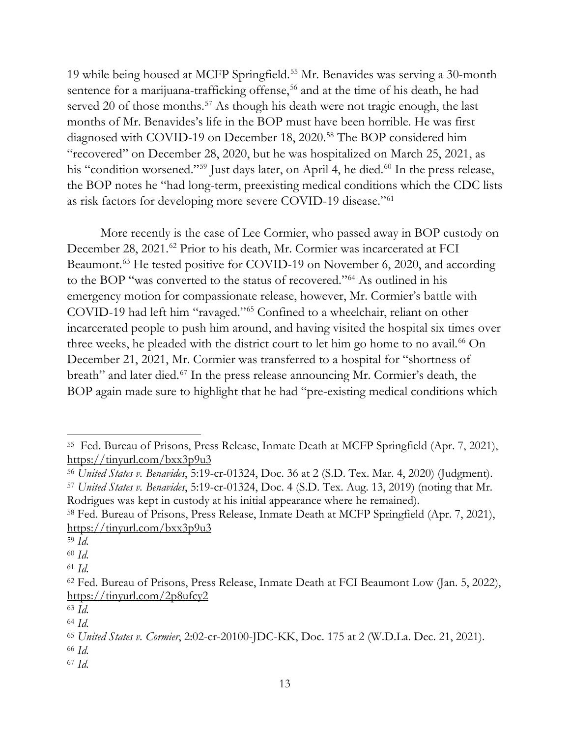19 while being housed at MCFP Springfield.[55] Mr. Benavides was serving a 30-month sentence for a marijuana-trafficking offense,[56] and at the time of his death, he had served 20 of those months.[57] As though his death were not tragic enough, the last months of Mr. Benavides's life in the BOP must have been horrible. He was first diagnosed with COVID-19 on December 18, 2020.[58] The BOP considered him "recovered" on December 28, 2020, but he was hospitalized on March 25, 2021, as his "condition worsened."[59] Just days later, on April 4, he died.[60] In the press release, the BOP notes he "had long-term, preexisting medical conditions which the CDC lists as risk factors for developing more severe COVID-19 disease."[61]

More recently is the case of Lee Cormier, who passed away in BOP custody on December 28, 2021.[62] Prior to his death, Mr. Cormier was incarcerated at FCI Beaumont.[63] He tested positive for COVID-19 on November 6, 2020, and according to the BOP "was converted to the status of recovered."[64] As outlined in his emergency motion for compassionate release, however, Mr. Cormier's battle with COVID-19 had left him "ravaged."[65] Confined to a wheelchair, reliant on other incarcerated people to push him around, and having visited the hospital six times over three weeks, he pleaded with the district court to let him go home to no avail.[66] On December 21, 2021, Mr. Cormier was transferred to a hospital for "shortness of breath" and later died.[67] In the press release announcing Mr. Cormier's death, the BOP again made sure to highlight that he had "pre-existing medical conditions which

---

[55] Fed. Bureau of Prisons, Press Release, Inmate Death at MCFP Springfield (Apr. 7, 2021), https://tinyurl.com/bxx3p9u3

[56] *United States v. Benavides*, 5:19-cr-01324, Doc. 36 at 2 (S.D. Tex. Mar. 4, 2020) (Judgment).

[57] *United States v. Benavides*, 5:19-cr-01324, Doc. 4 (S.D. Tex. Aug. 13, 2019) (noting that Mr. Rodrigues was kept in custody at his initial appearance where he remained).

[58] Fed. Bureau of Prisons, Press Release, Inmate Death at MCFP Springfield (Apr. 7, 2021), https://tinyurl.com/bxx3p9u3

[59] *Id.*

[60] *Id.*

[61] *Id.*

[62] Fed. Bureau of Prisons, Press Release, Inmate Death at FCI Beaumont Low (Jan. 5, 2022), https://tinyurl.com/2p8ufcy2

[63] *Id.*

[64] *Id.*

[65] *United States v. Cormier*, 2:02-cr-20100-JDC-KK, Doc. 175 at 2 (W.D.La. Dec. 21, 2021).

[66] *Id.*

[67] *Id.*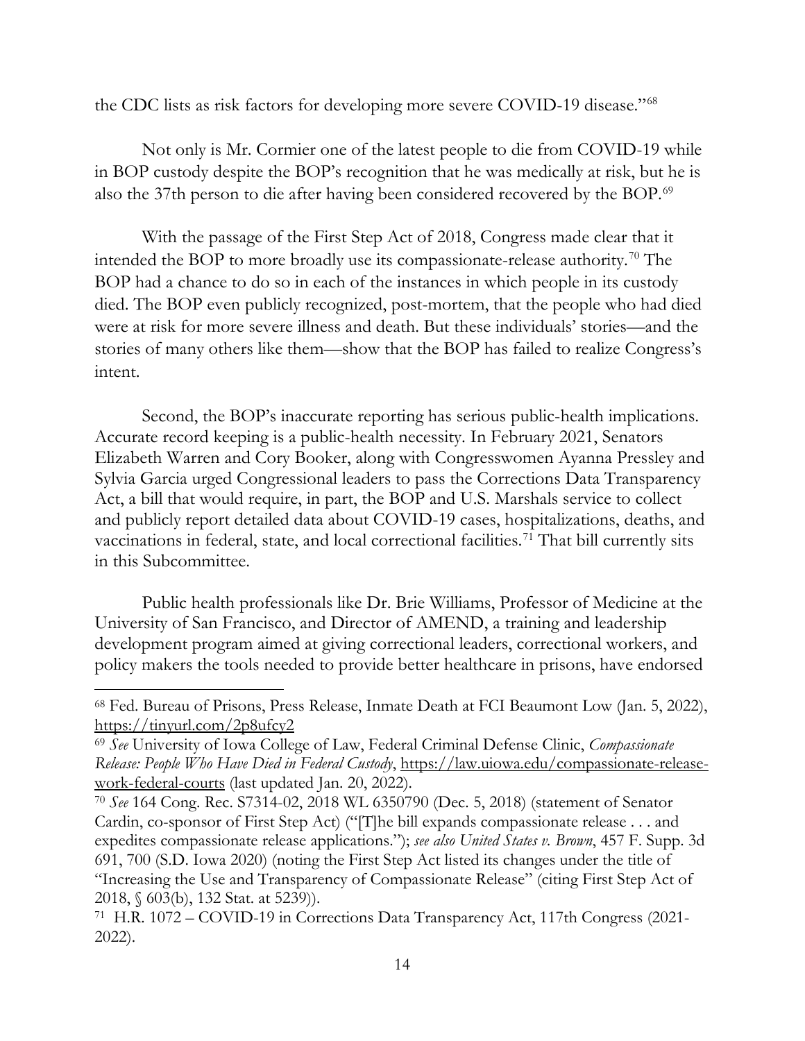the CDC lists as risk factors for developing more severe COVID-19 disease."[68]

Not only is Mr. Cormier one of the latest people to die from COVID-19 while in BOP custody despite the BOP's recognition that he was medically at risk, but he is also the 37th person to die after having been considered recovered by the BOP.[69]

With the passage of the First Step Act of 2018, Congress made clear that it intended the BOP to more broadly use its compassionate-release authority.[70] The BOP had a chance to do so in each of the instances in which people in its custody died. The BOP even publicly recognized, post-mortem, that the people who had died were at risk for more severe illness and death. But these individuals' stories—and the stories of many others like them—show that the BOP has failed to realize Congress's intent.

Second, the BOP's inaccurate reporting has serious public-health implications. Accurate record keeping is a public-health necessity. In February 2021, Senators Elizabeth Warren and Cory Booker, along with Congresswomen Ayanna Pressley and Sylvia Garcia urged Congressional leaders to pass the Corrections Data Transparency Act, a bill that would require, in part, the BOP and U.S. Marshals service to collect and publicly report detailed data about COVID-19 cases, hospitalizations, deaths, and vaccinations in federal, state, and local correctional facilities.[71] That bill currently sits in this Subcommittee.

Public health professionals like Dr. Brie Williams, Professor of Medicine at the University of San Francisco, and Director of AMEND, a training and leadership development program aimed at giving correctional leaders, correctional workers, and policy makers the tools needed to provide better healthcare in prisons, have endorsed

---

[68] Fed. Bureau of Prisons, Press Release, Inmate Death at FCI Beaumont Low (Jan. 5, 2022), https://tinyurl.com/2p8ufcy2

[69] *See* University of Iowa College of Law, Federal Criminal Defense Clinic, *Compassionate Release: People Who Have Died in Federal Custody*, https://law.uiowa.edu/compassionate-release-work-federal-courts (last updated Jan. 20, 2022).

[70] *See* 164 Cong. Rec. S7314-02, 2018 WL 6350790 (Dec. 5, 2018) (statement of Senator Cardin, co-sponsor of First Step Act) ("[T]he bill expands compassionate release . . . and expedites compassionate release applications."); *see also United States v. Brown*, 457 F. Supp. 3d 691, 700 (S.D. Iowa 2020) (noting the First Step Act listed its changes under the title of "Increasing the Use and Transparency of Compassionate Release" (citing First Step Act of 2018, § 603(b), 132 Stat. at 5239)).

[71] H.R. 1072 – COVID-19 in Corrections Data Transparency Act, 117th Congress (2021-2022).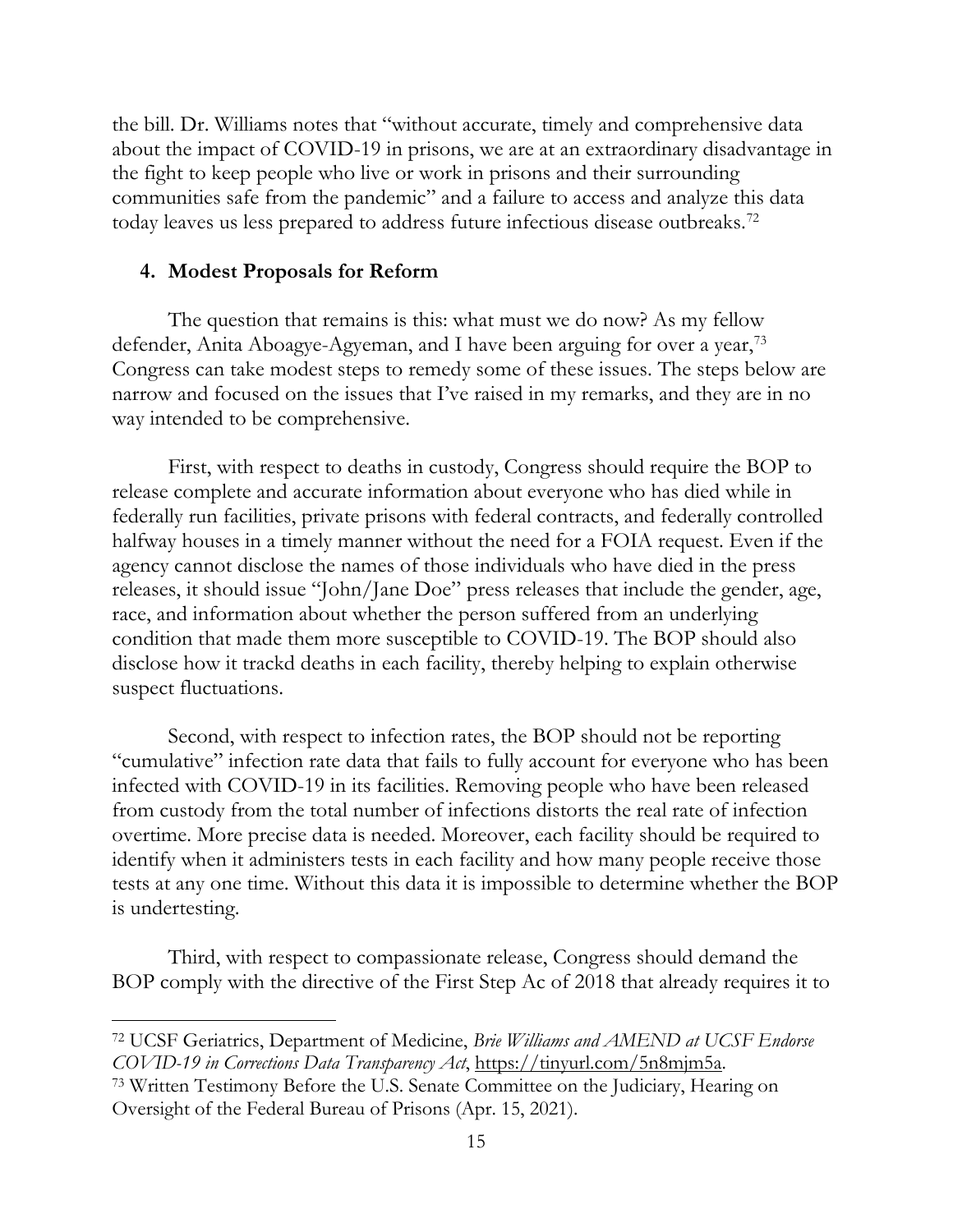the bill. Dr. Williams notes that "without accurate, timely and comprehensive data about the impact of COVID-19 in prisons, we are at an extraordinary disadvantage in the fight to keep people who live or work in prisons and their surrounding communities safe from the pandemic" and a failure to access and analyze this data today leaves us less prepared to address future infectious disease outbreaks.[72]

### 4. Modest Proposals for Reform

The question that remains is this: what must we do now? As my fellow defender, Anita Aboagye-Agyeman, and I have been arguing for over a year,[73] Congress can take modest steps to remedy some of these issues. The steps below are narrow and focused on the issues that I've raised in my remarks, and they are in no way intended to be comprehensive.

First, with respect to deaths in custody, Congress should require the BOP to release complete and accurate information about everyone who has died while in federally run facilities, private prisons with federal contracts, and federally controlled halfway houses in a timely manner without the need for a FOIA request. Even if the agency cannot disclose the names of those individuals who have died in the press releases, it should issue "John/Jane Doe" press releases that include the gender, age, race, and information about whether the person suffered from an underlying condition that made them more susceptible to COVID-19. The BOP should also disclose how it trackd deaths in each facility, thereby helping to explain otherwise suspect fluctuations.

Second, with respect to infection rates, the BOP should not be reporting "cumulative" infection rate data that fails to fully account for everyone who has been infected with COVID-19 in its facilities. Removing people who have been released from custody from the total number of infections distorts the real rate of infection overtime. More precise data is needed. Moreover, each facility should be required to identify when it administers tests in each facility and how many people receive those tests at any one time. Without this data it is impossible to determine whether the BOP is undertesting.

Third, with respect to compassionate release, Congress should demand the BOP comply with the directive of the First Step Ac of 2018 that already requires it to

---

[72] UCSF Geriatrics, Department of Medicine, *Brie Williams and AMEND at UCSF Endorse COVID-19 in Corrections Data Transparency Act*, https://tinyurl.com/5n8mjm5a.

[73] Written Testimony Before the U.S. Senate Committee on the Judiciary, Hearing on Oversight of the Federal Bureau of Prisons (Apr. 15, 2021).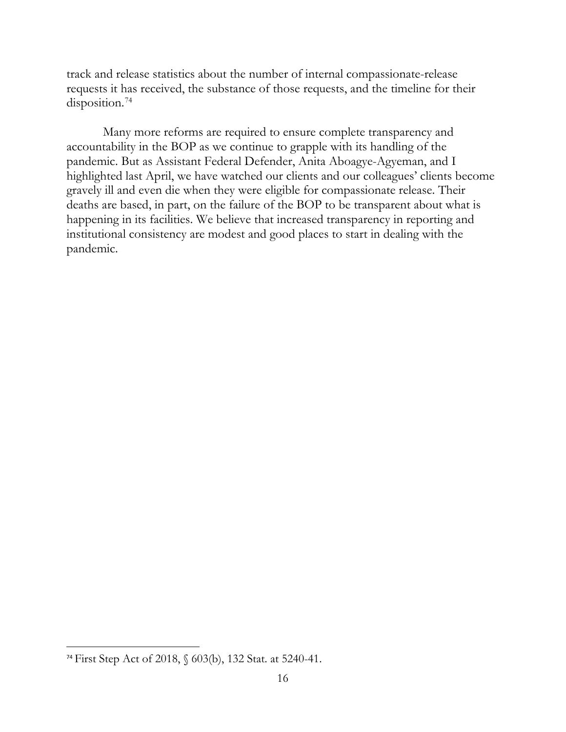track and release statistics about the number of internal compassionate-release requests it has received, the substance of those requests, and the timeline for their disposition.[74]

Many more reforms are required to ensure complete transparency and accountability in the BOP as we continue to grapple with its handling of the pandemic. But as Assistant Federal Defender, Anita Aboagye-Agyeman, and I highlighted last April, we have watched our clients and our colleagues' clients become gravely ill and even die when they were eligible for compassionate release. Their deaths are based, in part, on the failure of the BOP to be transparent about what is happening in its facilities. We believe that increased transparency in reporting and institutional consistency are modest and good places to start in dealing with the pandemic.

---

[74] First Step Act of 2018, § 603(b), 132 Stat. at 5240-41.